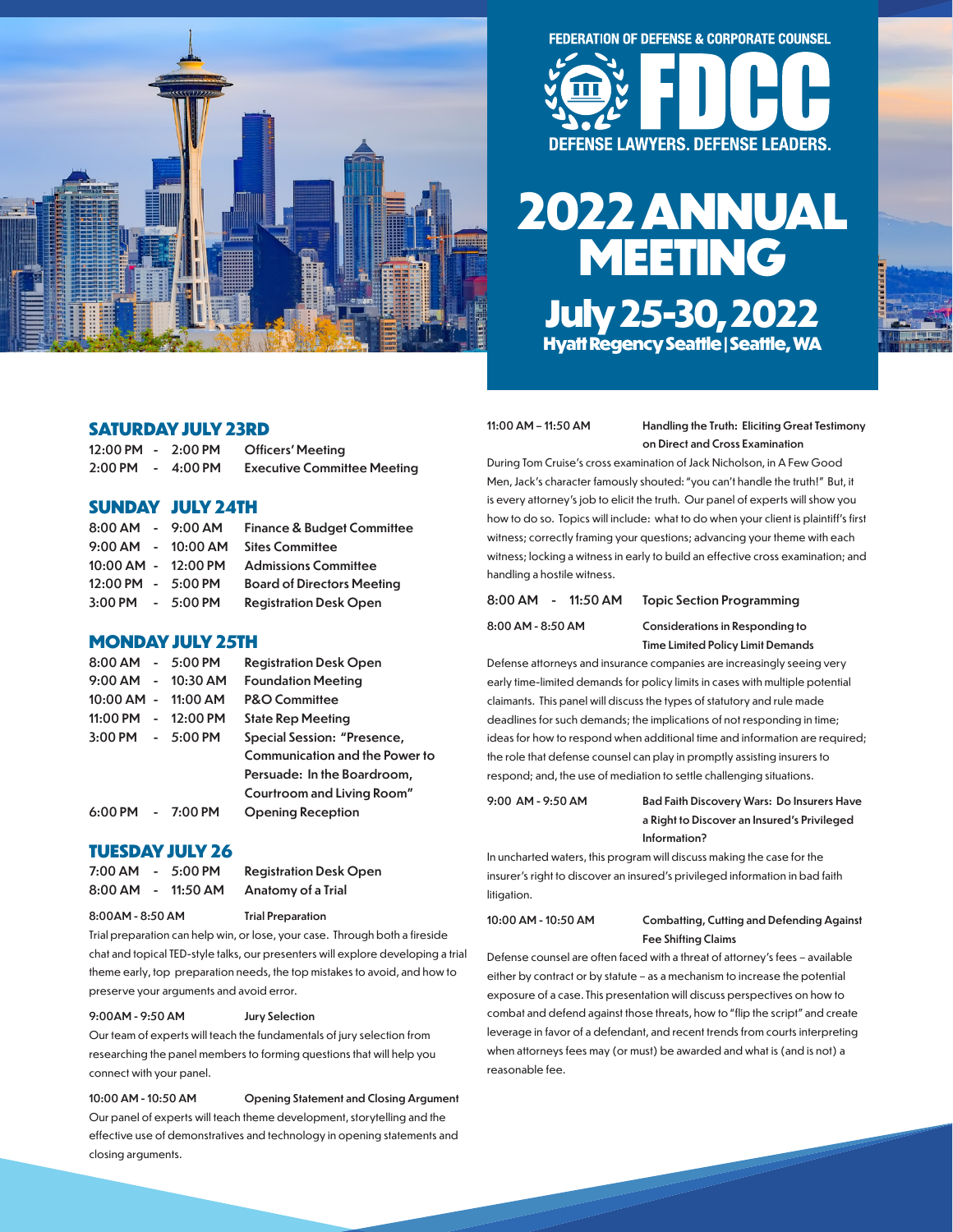FEDERATION OF DEFENSE & CORPORATE COUNSEL

# FDCC

DEFENSE LAWYERS. DEFENSE LEADERS.

# 2022 ANNUAL MEETING

## July 25-30, 2022

### Hyatt Regency Seattle | Seattle, WA

## SATURDAY JULY 23RD

| | |
|---|---|
| 12:00 PM - 2:00 PM | Officers' Meeting |
| 2:00 PM - 4:00 PM | Executive Committee Meeting |

## SUNDAY JULY 24TH

| | |
|---|---|
| 8:00 AM - 9:00 AM | Finance & Budget Committee |
| 9:00 AM - 10:00 AM | Sites Committee |
| 10:00 AM - 12:00 PM | Admissions Committee |
| 12:00 PM - 5:00 PM | Board of Directors Meeting |
| 3:00 PM - 5:00 PM | Registration Desk Open |

## MONDAY JULY 25TH

| | |
|---|---|
| 8:00 AM - 5:00 PM | Registration Desk Open |
| 9:00 AM - 10:30 AM | Foundation Meeting |
| 10:00 AM - 11:00 AM | P&O Committee |
| 11:00 PM - 12:00 PM | State Rep Meeting |
| 3:00 PM - 5:00 PM | Special Session: "Presence, Communication and the Power to Persuade: In the Boardroom, Courtroom and Living Room" |
| 6:00 PM - 7:00 PM | Opening Reception |

## TUESDAY JULY 26

| | |
|---|---|
| 7:00 AM - 5:00 PM | Registration Desk Open |
| 8:00 AM - 11:50 AM | Anatomy of a Trial |

**8:00AM - 8:50 AM** **Trial Preparation**

Trial preparation can help win, or lose, your case. Through both a fireside chat and topical TED-style talks, our presenters will explore developing a trial theme early, top preparation needs, the top mistakes to avoid, and how to preserve your arguments and avoid error.

**9:00AM - 9:50 AM** **Jury Selection**

Our team of experts will teach the fundamentals of jury selection from researching the panel members to forming questions that will help you connect with your panel.

**10:00 AM - 10:50 AM** **Opening Statement and Closing Argument**

Our panel of experts will teach theme development, storytelling and the effective use of demonstratives and technology in opening statements and closing arguments.

**11:00 AM – 11:50 AM** **Handling the Truth: Eliciting Great Testimony on Direct and Cross Examination**

During Tom Cruise's cross examination of Jack Nicholson, in A Few Good Men, Jack's character famously shouted: "you can't handle the truth!" But, it is every attorney's job to elicit the truth. Our panel of experts will show you how to do so. Topics will include: what to do when your client is plaintiff's first witness; correctly framing your questions; advancing your theme with each witness; locking a witness in early to build an effective cross examination; and handling a hostile witness.

| | |
|---|---|
| 8:00 AM - 11:50 AM | Topic Section Programming |

**8:00 AM - 8:50 AM** **Considerations in Responding to Time Limited Policy Limit Demands**

Defense attorneys and insurance companies are increasingly seeing very early time-limited demands for policy limits in cases with multiple potential claimants. This panel will discuss the types of statutory and rule made deadlines for such demands; the implications of not responding in time; ideas for how to respond when additional time and information are required; the role that defense counsel can play in promptly assisting insurers to respond; and, the use of mediation to settle challenging situations.

**9:00 AM - 9:50 AM** **Bad Faith Discovery Wars: Do Insurers Have a Right to Discover an Insured's Privileged Information?**

In uncharted waters, this program will discuss making the case for the insurer's right to discover an insured's privileged information in bad faith litigation.

**10:00 AM - 10:50 AM** **Combatting, Cutting and Defending Against Fee Shifting Claims**

Defense counsel are often faced with a threat of attorney's fees – available either by contract or by statute – as a mechanism to increase the potential exposure of a case. This presentation will discuss perspectives on how to combat and defend against those threats, how to "flip the script" and create leverage in favor of a defendant, and recent trends from courts interpreting when attorneys fees may (or must) be awarded and what is (and is not) a reasonable fee.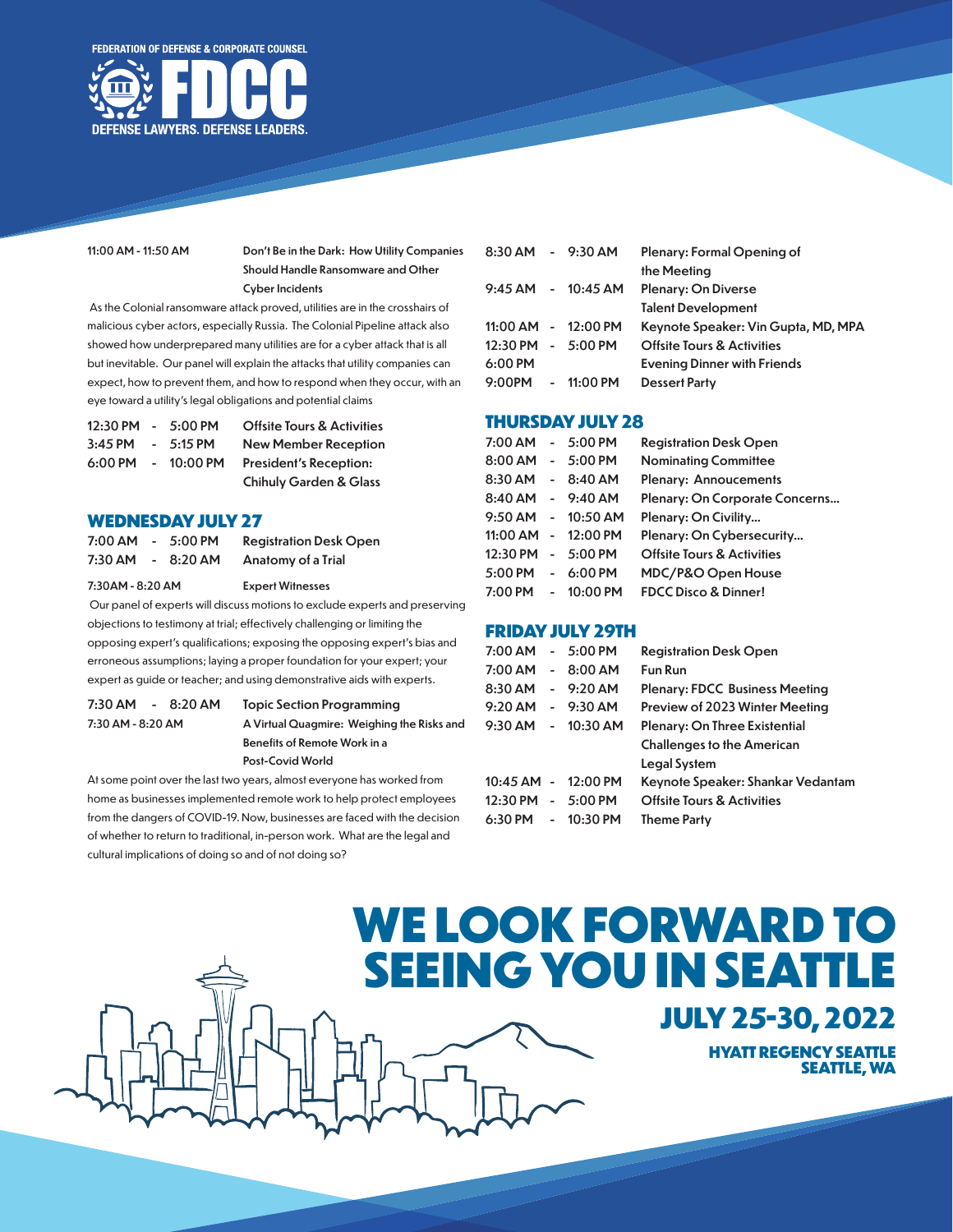FEDERATION OF DEFENSE & CORPORATE COUNSEL

FDCC

DEFENSE LAWYERS. DEFENSE LEADERS.

**11:00 AM - 11:50 AM** — **Don't Be in the Dark: How Utility Companies Should Handle Ransomware and Other Cyber Incidents**

As the Colonial ransomware attack proved, utilities are in the crosshairs of malicious cyber actors, especially Russia. The Colonial Pipeline attack also showed how underprepared many utilities are for a cyber attack that is all but inevitable. Our panel will explain the attacks that utility companies can expect, how to prevent them, and how to respond when they occur, with an eye toward a utility's legal obligations and potential claims

| | |
|---|---|
| 12:30 PM - 5:00 PM | Offsite Tours & Activities |
| 3:45 PM - 5:15 PM | New Member Reception |
| 6:00 PM - 10:00 PM | President's Reception: Chihuly Garden & Glass |

## WEDNESDAY JULY 27

| | |
|---|---|
| 7:00 AM - 5:00 PM | Registration Desk Open |
| 7:30 AM - 8:20 AM | Anatomy of a Trial |

**7:30AM - 8:20 AM** — **Expert Witnesses**

Our panel of experts will discuss motions to exclude experts and preserving objections to testimony at trial; effectively challenging or limiting the opposing expert's qualifications; exposing the opposing expert's bias and erroneous assumptions; laying a proper foundation for your expert; your expert as guide or teacher; and using demonstrative aids with experts.

| | |
|---|---|
| 7:30 AM - 8:20 AM | Topic Section Programming |

**7:30 AM - 8:20 AM** — **A Virtual Quagmire: Weighing the Risks and Benefits of Remote Work in a Post-Covid World**

At some point over the last two years, almost everyone has worked from home as businesses implemented remote work to help protect employees from the dangers of COVID-19. Now, businesses are faced with the decision of whether to return to traditional, in-person work. What are the legal and cultural implications of doing so and of not doing so?

| | |
|---|---|
| 8:30 AM - 9:30 AM | Plenary: Formal Opening of the Meeting |
| 9:45 AM - 10:45 AM | Plenary: On Diverse Talent Development |
| 11:00 AM - 12:00 PM | Keynote Speaker: Vin Gupta, MD, MPA |
| 12:30 PM - 5:00 PM | Offsite Tours & Activities |
| 6:00 PM | Evening Dinner with Friends |
| 9:00PM - 11:00 PM | Dessert Party |

## THURSDAY JULY 28

| | |
|---|---|
| 7:00 AM - 5:00 PM | Registration Desk Open |
| 8:00 AM - 5:00 PM | Nominating Committee |
| 8:30 AM - 8:40 AM | Plenary: Annoucements |
| 8:40 AM - 9:40 AM | Plenary: On Corporate Concerns... |
| 9:50 AM - 10:50 AM | Plenary: On Civility... |
| 11:00 AM - 12:00 PM | Plenary: On Cybersecurity... |
| 12:30 PM - 5:00 PM | Offsite Tours & Activities |
| 5:00 PM - 6:00 PM | MDC/P&O Open House |
| 7:00 PM - 10:00 PM | FDCC Disco & Dinner! |

## FRIDAY JULY 29TH

| | |
|---|---|
| 7:00 AM - 5:00 PM | Registration Desk Open |
| 7:00 AM - 8:00 AM | Fun Run |
| 8:30 AM - 9:20 AM | Plenary: FDCC Business Meeting |
| 9:20 AM - 9:30 AM | Preview of 2023 Winter Meeting |
| 9:30 AM - 10:30 AM | Plenary: On Three Existential Challenges to the American Legal System |
| 10:45 AM - 12:00 PM | Keynote Speaker: Shankar Vedantam |
| 12:30 PM - 5:00 PM | Offsite Tours & Activities |
| 6:30 PM - 10:30 PM | Theme Party |

# WE LOOK FORWARD TO SEEING YOU IN SEATTLE

## JULY 25-30, 2022

**HYATT REGENCY SEATTLE**
**SEATTLE, WA**